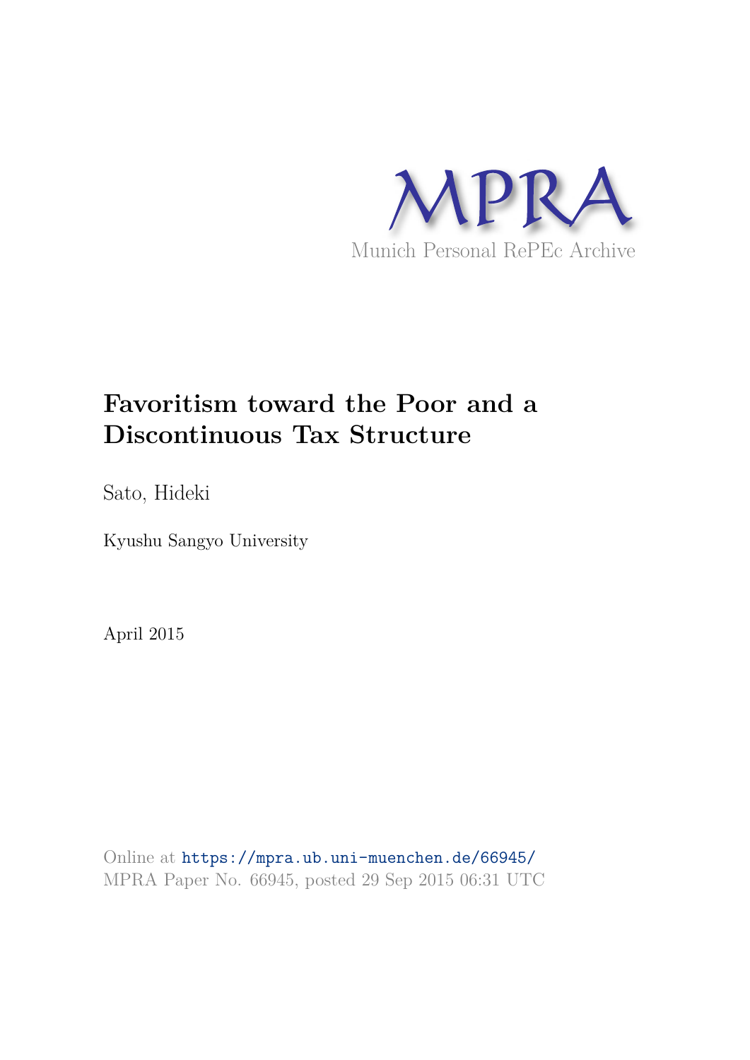MPRA

Munich Personal RePEc Archive

# Favoritism toward the Poor and a Discontinuous Tax Structure

Sato, Hideki

Kyushu Sangyo University

April 2015

Online at https://mpra.ub.uni-muenchen.de/66945/
MPRA Paper No. 66945, posted 29 Sep 2015 06:31 UTC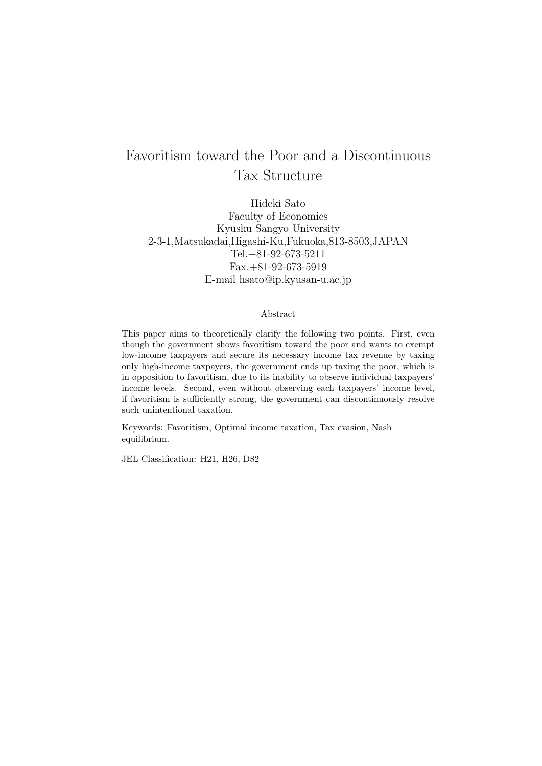# Favoritism toward the Poor and a Discontinuous Tax Structure

Hideki Sato
Faculty of Economics
Kyushu Sangyo University
2-3-1,Matsukadai,Higashi-Ku,Fukuoka,813-8503,JAPAN
Tel.+81-92-673-5211
Fax.+81-92-673-5919
E-mail hsato@ip.kyusan-u.ac.jp

## Abstract

This paper aims to theoretically clarify the following two points. First, even though the government shows favoritism toward the poor and wants to exempt low-income taxpayers and secure its necessary income tax revenue by taxing only high-income taxpayers, the government ends up taxing the poor, which is in opposition to favoritism, due to its inability to observe individual taxpayers' income levels. Second, even without observing each taxpayers' income level, if favoritism is sufficiently strong, the government can discontinuously resolve such unintentional taxation.

Keywords: Favoritism, Optimal income taxation, Tax evasion, Nash equilibrium.

JEL Classification: H21, H26, D82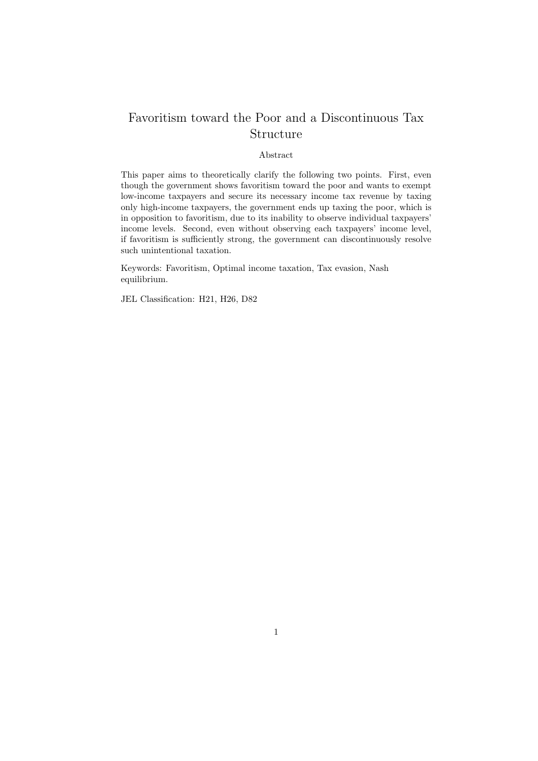# Favoritism toward the Poor and a Discontinuous Tax Structure

Abstract

This paper aims to theoretically clarify the following two points. First, even though the government shows favoritism toward the poor and wants to exempt low-income taxpayers and secure its necessary income tax revenue by taxing only high-income taxpayers, the government ends up taxing the poor, which is in opposition to favoritism, due to its inability to observe individual taxpayers' income levels. Second, even without observing each taxpayers' income level, if favoritism is sufficiently strong, the government can discontinuously resolve such unintentional taxation.

Keywords: Favoritism, Optimal income taxation, Tax evasion, Nash equilibrium.

JEL Classification: H21, H26, D82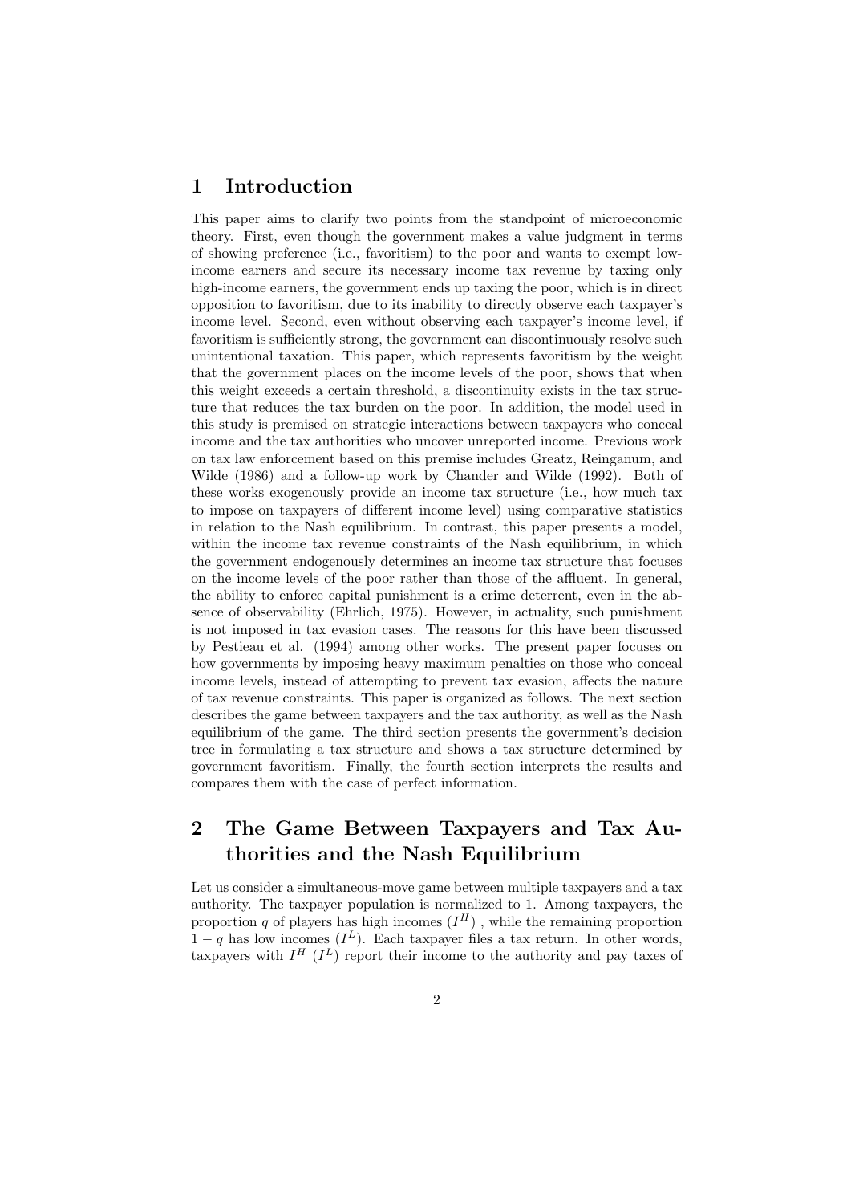## 1 Introduction

This paper aims to clarify two points from the standpoint of microeconomic theory. First, even though the government makes a value judgment in terms of showing preference (i.e., favoritism) to the poor and wants to exempt low-income earners and secure its necessary income tax revenue by taxing only high-income earners, the government ends up taxing the poor, which is in direct opposition to favoritism, due to its inability to directly observe each taxpayer's income level. Second, even without observing each taxpayer's income level, if favoritism is sufficiently strong, the government can discontinuously resolve such unintentional taxation. This paper, which represents favoritism by the weight that the government places on the income levels of the poor, shows that when this weight exceeds a certain threshold, a discontinuity exists in the tax structure that reduces the tax burden on the poor. In addition, the model used in this study is premised on strategic interactions between taxpayers who conceal income and the tax authorities who uncover unreported income. Previous work on tax law enforcement based on this premise includes Greatz, Reinganum, and Wilde (1986) and a follow-up work by Chander and Wilde (1992). Both of these works exogenously provide an income tax structure (i.e., how much tax to impose on taxpayers of different income level) using comparative statistics in relation to the Nash equilibrium. In contrast, this paper presents a model, within the income tax revenue constraints of the Nash equilibrium, in which the government endogenously determines an income tax structure that focuses on the income levels of the poor rather than those of the affluent. In general, the ability to enforce capital punishment is a crime deterrent, even in the absence of observability (Ehrlich, 1975). However, in actuality, such punishment is not imposed in tax evasion cases. The reasons for this have been discussed by Pestieau et al. (1994) among other works. The present paper focuses on how governments by imposing heavy maximum penalties on those who conceal income levels, instead of attempting to prevent tax evasion, affects the nature of tax revenue constraints. This paper is organized as follows. The next section describes the game between taxpayers and the tax authority, as well as the Nash equilibrium of the game. The third section presents the government's decision tree in formulating a tax structure and shows a tax structure determined by government favoritism. Finally, the fourth section interprets the results and compares them with the case of perfect information.

## 2 The Game Between Taxpayers and Tax Authorities and the Nash Equilibrium

Let us consider a simultaneous-move game between multiple taxpayers and a tax authority. The taxpayer population is normalized to 1. Among taxpayers, the proportion $q$ of players has high incomes ($I^H$) , while the remaining proportion $1-q$ has low incomes ($I^L$). Each taxpayer files a tax return. In other words, taxpayers with $I^H$ ($I^L$) report their income to the authority and pay taxes of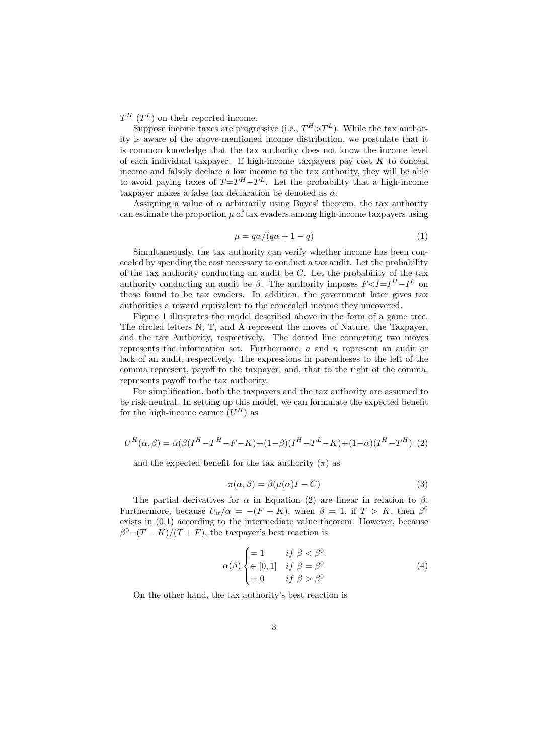$T^H$ ($T^L$) on their reported income.

Suppose income taxes are progressive (i.e., $T^H > T^L$). While the tax authority is aware of the above-mentioned income distribution, we postulate that it is common knowledge that the tax authority does not know the income level of each individual taxpayer. If high-income taxpayers pay cost $K$ to conceal income and falsely declare a low income to the tax authority, they will be able to avoid paying taxes of $T = T^H - T^L$. Let the probability that a high-income taxpayer makes a false tax declaration be denoted as $\alpha$.

Assigning a value of $\alpha$ arbitrarily using Bayes' theorem, the tax authority can estimate the proportion $\mu$ of tax evaders among high-income taxpayers using

$$\mu = q\alpha/(q\alpha + 1 - q) \tag{1}$$

Simultaneously, the tax authority can verify whether income has been concealed by spending the cost necessary to conduct a tax audit. Let the probability of the tax authority conducting an audit be $C$. Let the probability of the tax authority conducting an audit be $\beta$. The authority imposes $F < I = I^H - I^L$ on those found to be tax evaders. In addition, the government later gives tax authorities a reward equivalent to the concealed income they uncovered.

Figure 1 illustrates the model described above in the form of a game tree. The circled letters N, T, and A represent the moves of Nature, the Taxpayer, and the tax Authority, respectively. The dotted line connecting two moves represents the information set. Furthermore, $a$ and $n$ represent an audit or lack of an audit, respectively. The expressions in parentheses to the left of the comma represent, payoff to the taxpayer, and, that to the right of the comma, represents payoff to the tax authority.

For simplification, both the taxpayers and the tax authority are assumed to be risk-neutral. In setting up this model, we can formulate the expected benefit for the high-income earner ($U^H$) as

$$U^H(\alpha, \beta) = \alpha(\beta(I^H - T^H - F - K) + (1-\beta)(I^H - T^L - K) + (1-\alpha)(I^H - T^H) \tag{2}$$

and the expected benefit for the tax authority ($\pi$) as

$$\pi(\alpha, \beta) = \beta(\mu(\alpha)I - C) \tag{3}$$

The partial derivatives for $\alpha$ in Equation (2) are linear in relation to $\beta$. Furthermore, because $U_\alpha/\alpha = -(F + K)$, when $\beta = 1$, if $T > K$, then $\beta^0$ exists in (0,1) according to the intermediate value theorem. However, because $\beta^0 = (T - K)/(T + F)$, the taxpayer's best reaction is

$$\alpha(\beta) \begin{cases} = 1 & if\ \beta < \beta^0 \\ \in [0, 1] & if\ \beta = \beta^0 \\ = 0 & if\ \beta > \beta^0 \end{cases} \tag{4}$$

On the other hand, the tax authority's best reaction is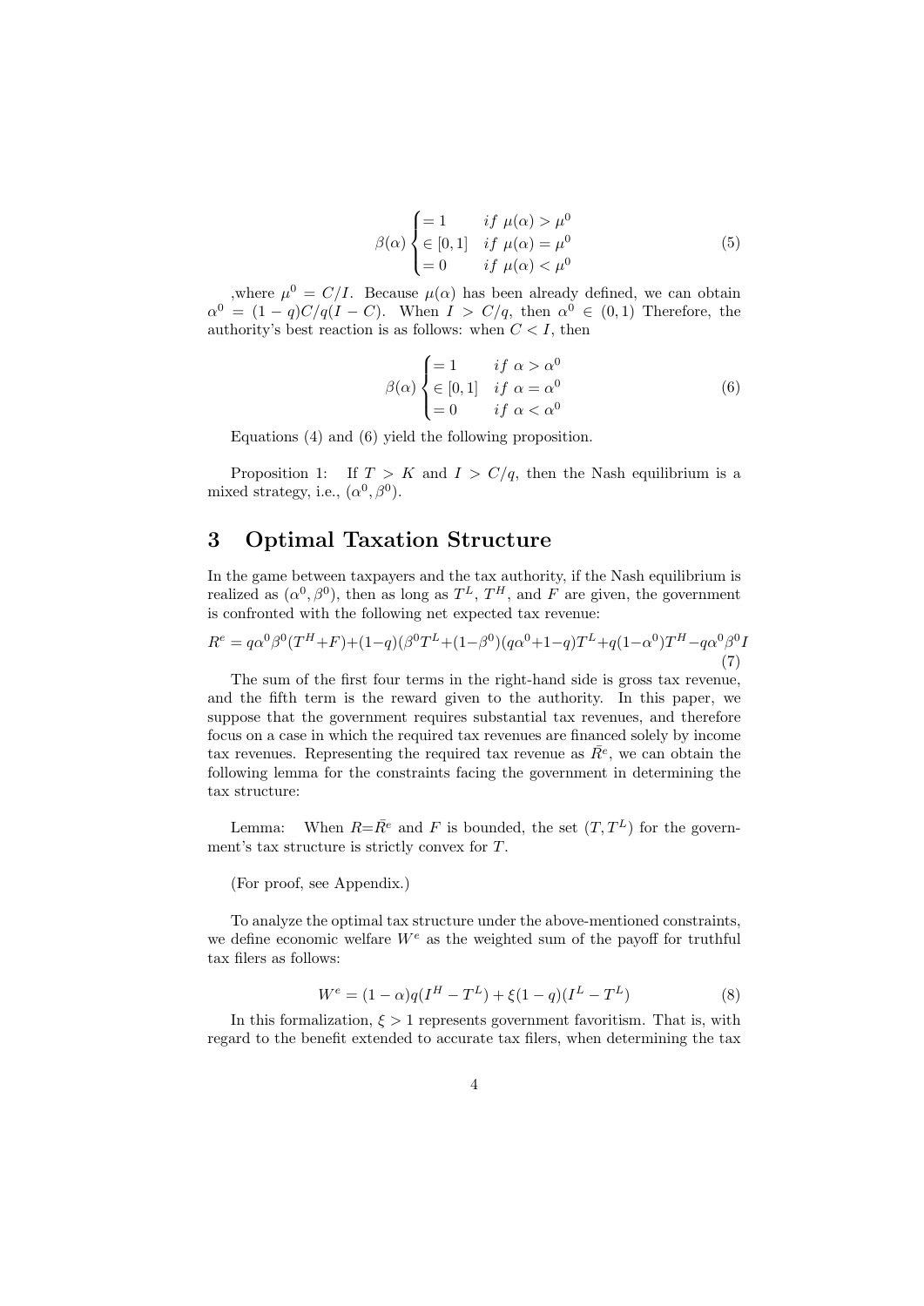$$\beta(\alpha)\begin{cases} = 1 & if\ \mu(\alpha) > \mu^0 \\ \in [0,1] & if\ \mu(\alpha) = \mu^0 \\ = 0 & if\ \mu(\alpha) < \mu^0 \end{cases} \tag{5}$$

,where $\mu^0 = C/I$. Because $\mu(\alpha)$ has been already defined, we can obtain $\alpha^0 = (1-q)C/q(I-C)$. When $I > C/q$, then $\alpha^0 \in (0,1)$ Therefore, the authority's best reaction is as follows: when $C < I$, then

$$\beta(\alpha)\begin{cases} = 1 & if\ \alpha > \alpha^0 \\ \in [0,1] & if\ \alpha = \alpha^0 \\ = 0 & if\ \alpha < \alpha^0 \end{cases} \tag{6}$$

Equations (4) and (6) yield the following proposition.

Proposition 1: If $T > K$ and $I > C/q$, then the Nash equilibrium is a mixed strategy, i.e., $(\alpha^0, \beta^0)$.

## 3 Optimal Taxation Structure

In the game between taxpayers and the tax authority, if the Nash equilibrium is realized as $(\alpha^0, \beta^0)$, then as long as $T^L$, $T^H$, and $F$ are given, the government is confronted with the following net expected tax revenue:

$$R^e = q\alpha^0\beta^0(T^H+F)+(1-q)(\beta^0T^L+(1-\beta^0)(q\alpha^0+1-q)T^L+q(1-\alpha^0)T^H-q\alpha^0\beta^0I \tag{7}$$

The sum of the first four terms in the right-hand side is gross tax revenue, and the fifth term is the reward given to the authority. In this paper, we suppose that the government requires substantial tax revenues, and therefore focus on a case in which the required tax revenues are financed solely by income tax revenues. Representing the required tax revenue as $\bar{R}^e$, we can obtain the following lemma for the constraints facing the government in determining the tax structure:

Lemma: When $R=\bar{R}^e$ and $F$ is bounded, the set $(T, T^L)$ for the government's tax structure is strictly convex for $T$.

(For proof, see Appendix.)

To analyze the optimal tax structure under the above-mentioned constraints, we define economic welfare $W^e$ as the weighted sum of the payoff for truthful tax filers as follows:

$$W^e = (1-\alpha)q(I^H - T^L) + \xi(1-q)(I^L - T^L) \tag{8}$$

In this formalization, $\xi > 1$ represents government favoritism. That is, with regard to the benefit extended to accurate tax filers, when determining the tax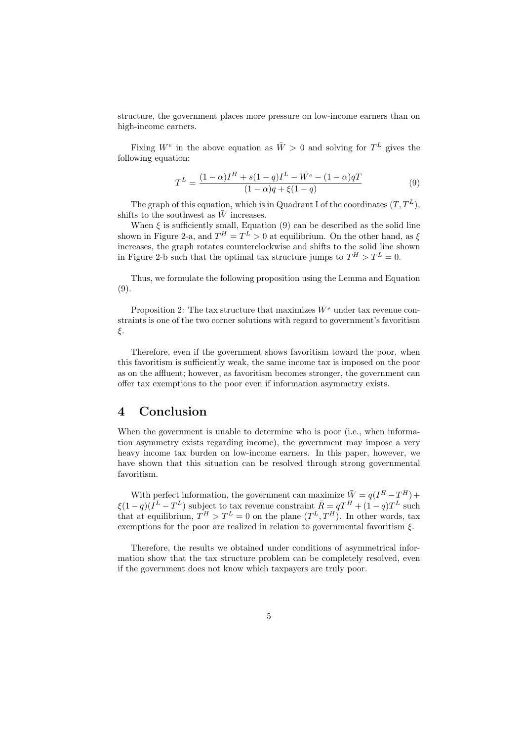structure, the government places more pressure on low-income earners than on high-income earners.

Fixing $W^e$ in the above equation as $\bar{W} > 0$ and solving for $T^L$ gives the following equation:

$$T^L = \frac{(1-\alpha)I^H + s(1-q)I^L - \bar{W}^e - (1-\alpha)qT}{(1-\alpha)q + \xi(1-q)} \tag{9}$$

The graph of this equation, which is in Quadrant I of the coordinates $(T, T^L)$, shifts to the southwest as $\bar{W}$ increases.

When $\xi$ is sufficiently small, Equation (9) can be described as the solid line shown in Figure 2-a, and $T^H = T^L > 0$ at equilibrium. On the other hand, as $\xi$ increases, the graph rotates counterclockwise and shifts to the solid line shown in Figure 2-b such that the optimal tax structure jumps to $T^H > T^L = 0$.

Thus, we formulate the following proposition using the Lemma and Equation (9).

Proposition 2: The tax structure that maximizes $\bar{W}^e$ under tax revenue constraints is one of the two corner solutions with regard to government's favoritism $\xi$.

Therefore, even if the government shows favoritism toward the poor, when this favoritism is sufficiently weak, the same income tax is imposed on the poor as on the affluent; however, as favoritism becomes stronger, the government can offer tax exemptions to the poor even if information asymmetry exists.

# 4 Conclusion

When the government is unable to determine who is poor (i.e., when information asymmetry exists regarding income), the government may impose a very heavy income tax burden on low-income earners. In this paper, however, we have shown that this situation can be resolved through strong governmental favoritism.

With perfect information, the government can maximize $\bar{W} = q(I^H - T^H) + \xi(1-q)(I^L - T^L)$ subject to tax revenue constraint $\bar{R} = qT^H + (1-q)T^L$ such that at equilibrium, $T^H > T^L = 0$ on the plane $(T^L, T^H)$. In other words, tax exemptions for the poor are realized in relation to governmental favoritism $\xi$.

Therefore, the results we obtained under conditions of asymmetrical information show that the tax structure problem can be completely resolved, even if the government does not know which taxpayers are truly poor.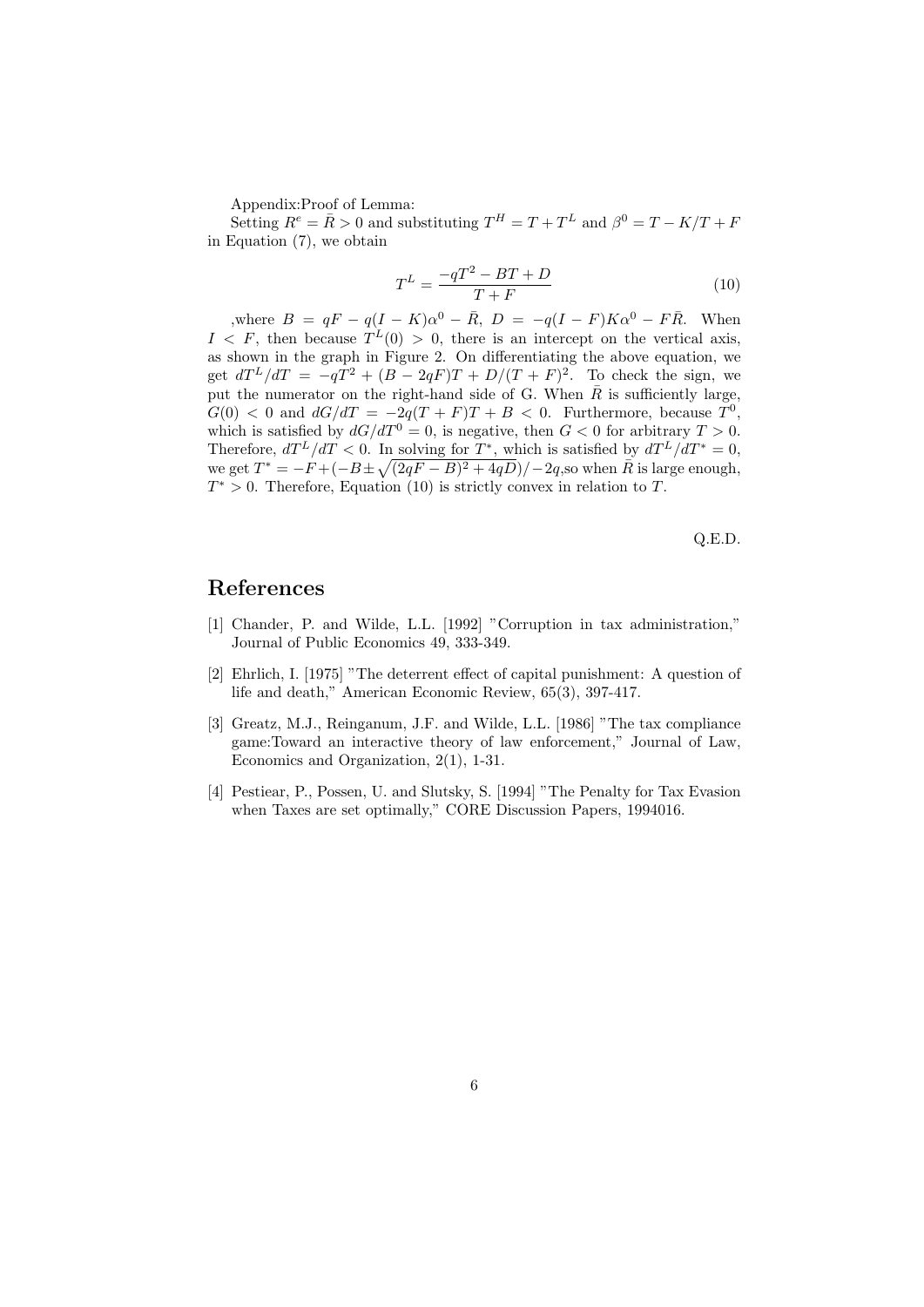Appendix:Proof of Lemma:

Setting $R^e = \bar{R} > 0$ and substituting $T^H = T + T^L$ and $\beta^0 = T - K/T + F$ in Equation (7), we obtain

$$T^L = \frac{-qT^2 - BT + D}{T + F} \tag{10}$$

,where $B = qF - q(I - K)\alpha^0 - \bar{R}$, $D = -q(I - F)K\alpha^0 - F\bar{R}$. When $I < F$, then because $T^L(0) > 0$, there is an intercept on the vertical axis, as shown in the graph in Figure 2. On differentiating the above equation, we get $dT^L/dT = -qT^2 + (B - 2qF)T + D/(T + F)^2$. To check the sign, we put the numerator on the right-hand side of G. When $\bar{R}$ is sufficiently large, $G(0) < 0$ and $dG/dT = -2q(T + F)T + B < 0$. Furthermore, because $T^0$, which is satisfied by $dG/dT^0 = 0$, is negative, then $G < 0$ for arbitrary $T > 0$. Therefore, $dT^L/dT < 0$. In solving for $T^*$, which is satisfied by $dT^L/dT^* = 0$, we get $T^* = -F + (-B \pm \sqrt{(2qF - B)^2 + 4qD})/-2q$,so when $\bar{R}$ is large enough, $T^* > 0$. Therefore, Equation (10) is strictly convex in relation to $T$.

Q.E.D.

# References

[1] Chander, P. and Wilde, L.L. [1992] "Corruption in tax administration," Journal of Public Economics 49, 333-349.

[2] Ehrlich, I. [1975] "The deterrent effect of capital punishment: A question of life and death," American Economic Review, 65(3), 397-417.

[3] Greatz, M.J., Reinganum, J.F. and Wilde, L.L. [1986] "The tax compliance game:Toward an interactive theory of law enforcement," Journal of Law, Economics and Organization, 2(1), 1-31.

[4] Pestiear, P., Possen, U. and Slutsky, S. [1994] "The Penalty for Tax Evasion when Taxes are set optimally," CORE Discussion Papers, 1994016.